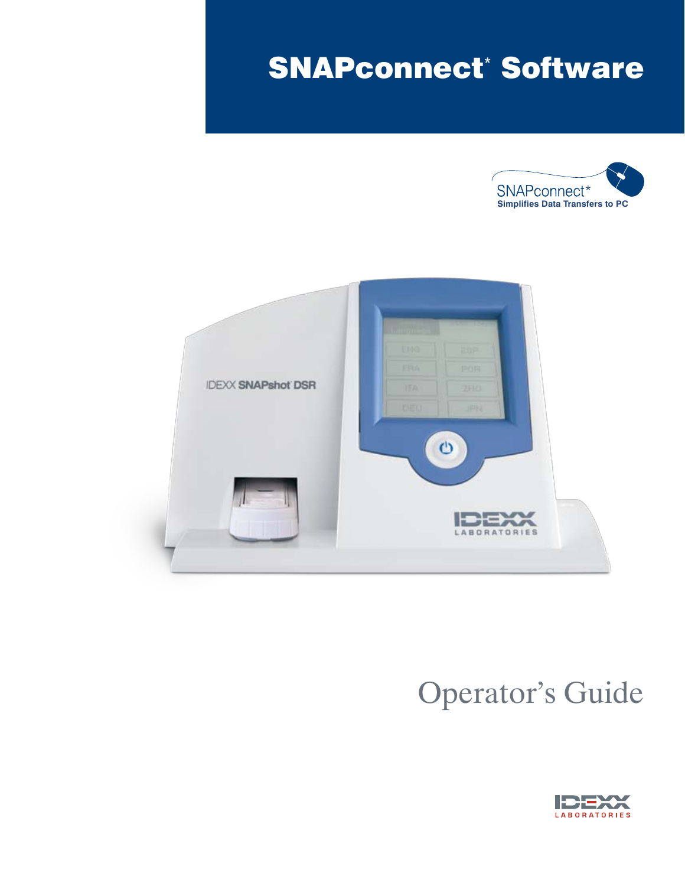# SNAPconnect* Software

SNAPconnect*
Simplifies Data Transfers to PC

Operator's Guide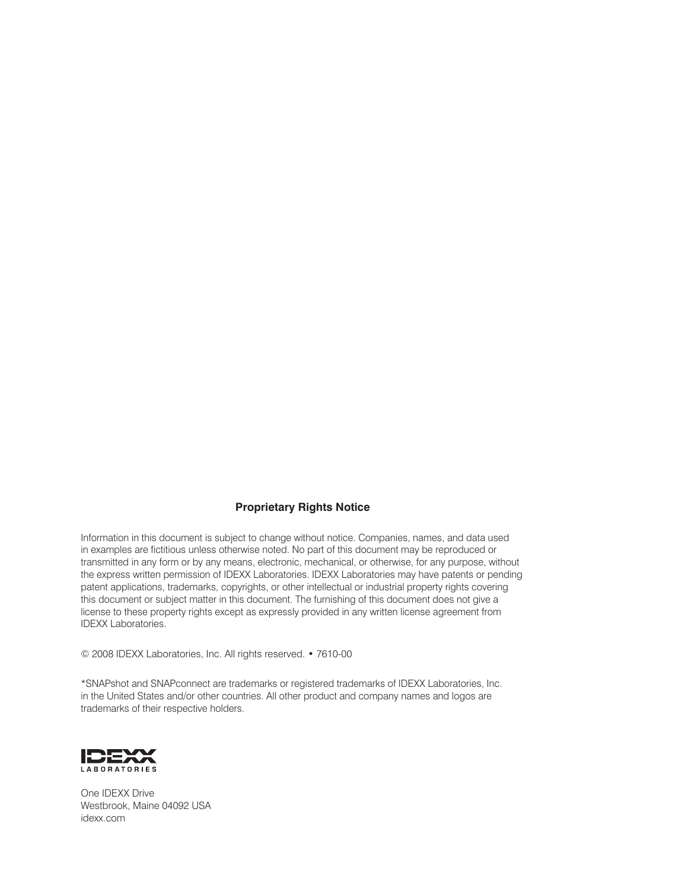**Proprietary Rights Notice**

Information in this document is subject to change without notice. Companies, names, and data used in examples are fictitious unless otherwise noted. No part of this document may be reproduced or transmitted in any form or by any means, electronic, mechanical, or otherwise, for any purpose, without the express written permission of IDEXX Laboratories. IDEXX Laboratories may have patents or pending patent applications, trademarks, copyrights, or other intellectual or industrial property rights covering this document or subject matter in this document. The furnishing of this document does not give a license to these property rights except as expressly provided in any written license agreement from IDEXX Laboratories.

© 2008 IDEXX Laboratories, Inc. All rights reserved. • 7610-00

*SNAPshot and SNAPconnect are trademarks or registered trademarks of IDEXX Laboratories, Inc. in the United States and/or other countries. All other product and company names and logos are trademarks of their respective holders.

IDEXX LABORATORIES

One IDEXX Drive
Westbrook, Maine 04092 USA
idexx.com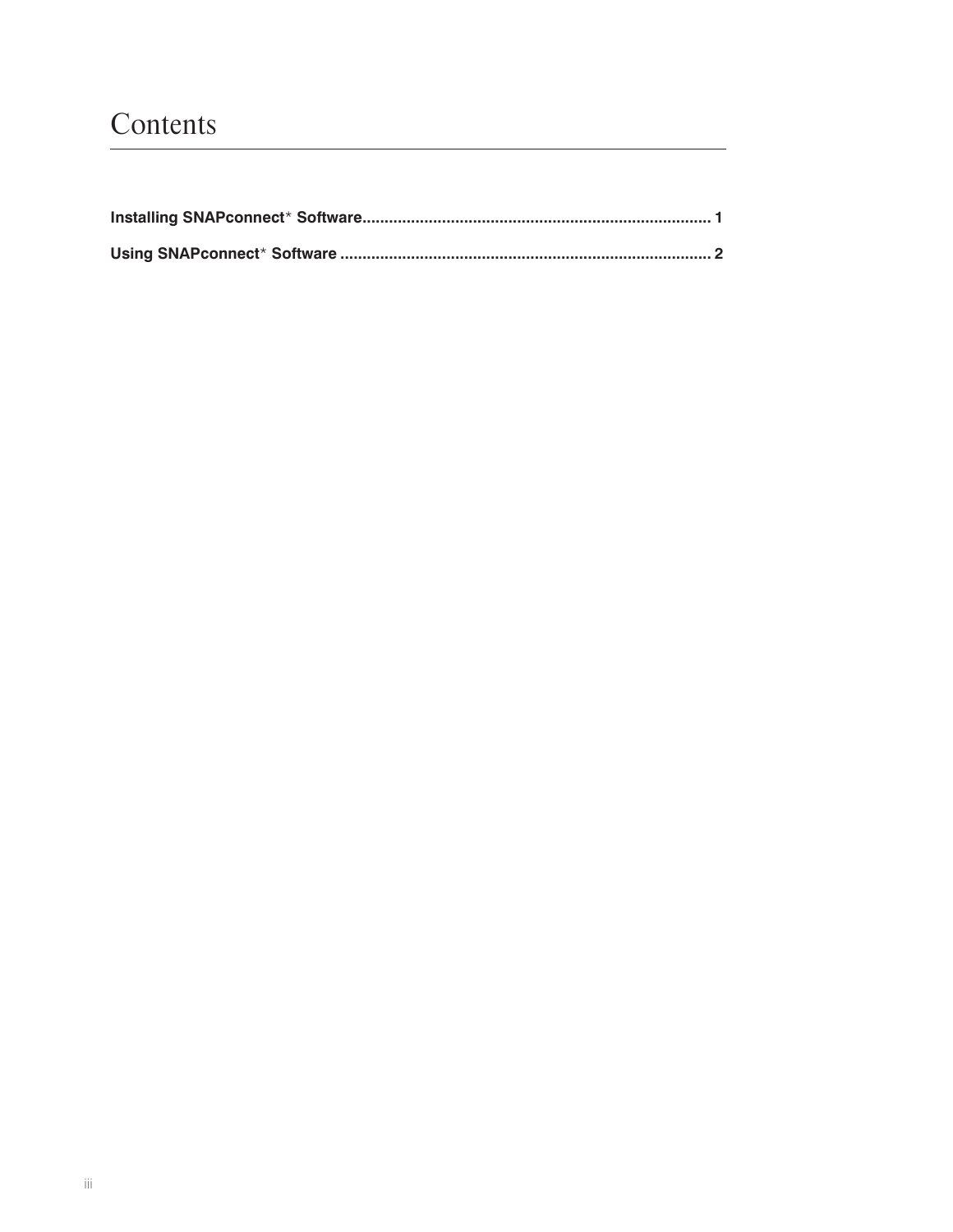# Contents

**Installing SNAPconnect* Software** .............................................................................. 1

**Using SNAPconnect* Software** .................................................................................... 2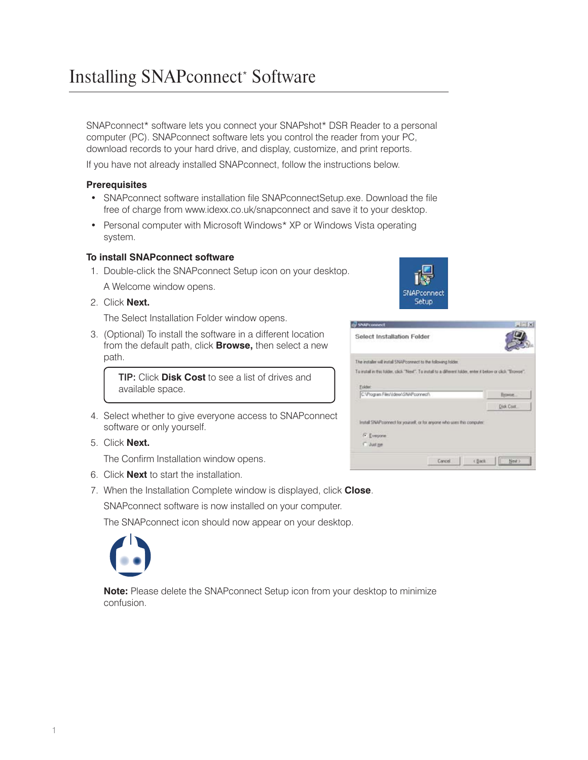# Installing SNAPconnect* Software

SNAPconnect* software lets you connect your SNAPshot* DSR Reader to a personal computer (PC). SNAPconnect software lets you control the reader from your PC, download records to your hard drive, and display, customize, and print reports.

If you have not already installed SNAPconnect, follow the instructions below.

### Prerequisites

- SNAPconnect software installation file SNAPconnectSetup.exe. Download the file free of charge from www.idexx.co.uk/snapconnect and save it to your desktop.
- Personal computer with Microsoft Windows* XP or Windows Vista operating system.

### To install SNAPconnect software

1. Double-click the SNAPconnect Setup icon on your desktop.

   A Welcome window opens.

2. Click **Next.**

   The Select Installation Folder window opens.

3. (Optional) To install the software in a different location from the default path, click **Browse,** then select a new path.

   > **TIP:** Click **Disk Cost** to see a list of drives and available space.

4. Select whether to give everyone access to SNAPconnect software or only yourself.
5. Click **Next.**

   The Confirm Installation window opens.

6. Click **Next** to start the installation.
7. When the Installation Complete window is displayed, click **Close**.

   SNAPconnect software is now installed on your computer.

   The SNAPconnect icon should now appear on your desktop.

   **Note:** Please delete the SNAPconnect Setup icon from your desktop to minimize confusion.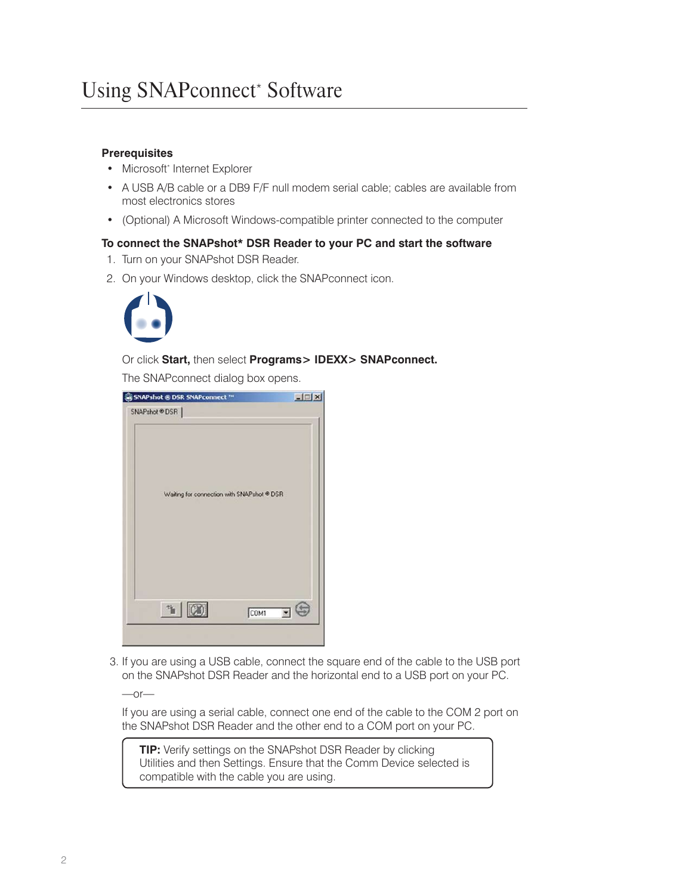# Using SNAPconnect* Software

**Prerequisites**

- Microsoft* Internet Explorer
- A USB A/B cable or a DB9 F/F null modem serial cable; cables are available from most electronics stores
- (Optional) A Microsoft Windows-compatible printer connected to the computer

**To connect the SNAPshot* DSR Reader to your PC and start the software**

1. Turn on your SNAPshot DSR Reader.
2. On your Windows desktop, click the SNAPconnect icon.

   Or click **Start,** then select **Programs> IDEXX> SNAPconnect.**

   The SNAPconnect dialog box opens.

3. If you are using a USB cable, connect the square end of the cable to the USB port on the SNAPshot DSR Reader and the horizontal end to a USB port on your PC.

   —or—

   If you are using a serial cable, connect one end of the cable to the COM 2 port on the SNAPshot DSR Reader and the other end to a COM port on your PC.

> **TIP:** Verify settings on the SNAPshot DSR Reader by clicking Utilities and then Settings. Ensure that the Comm Device selected is compatible with the cable you are using.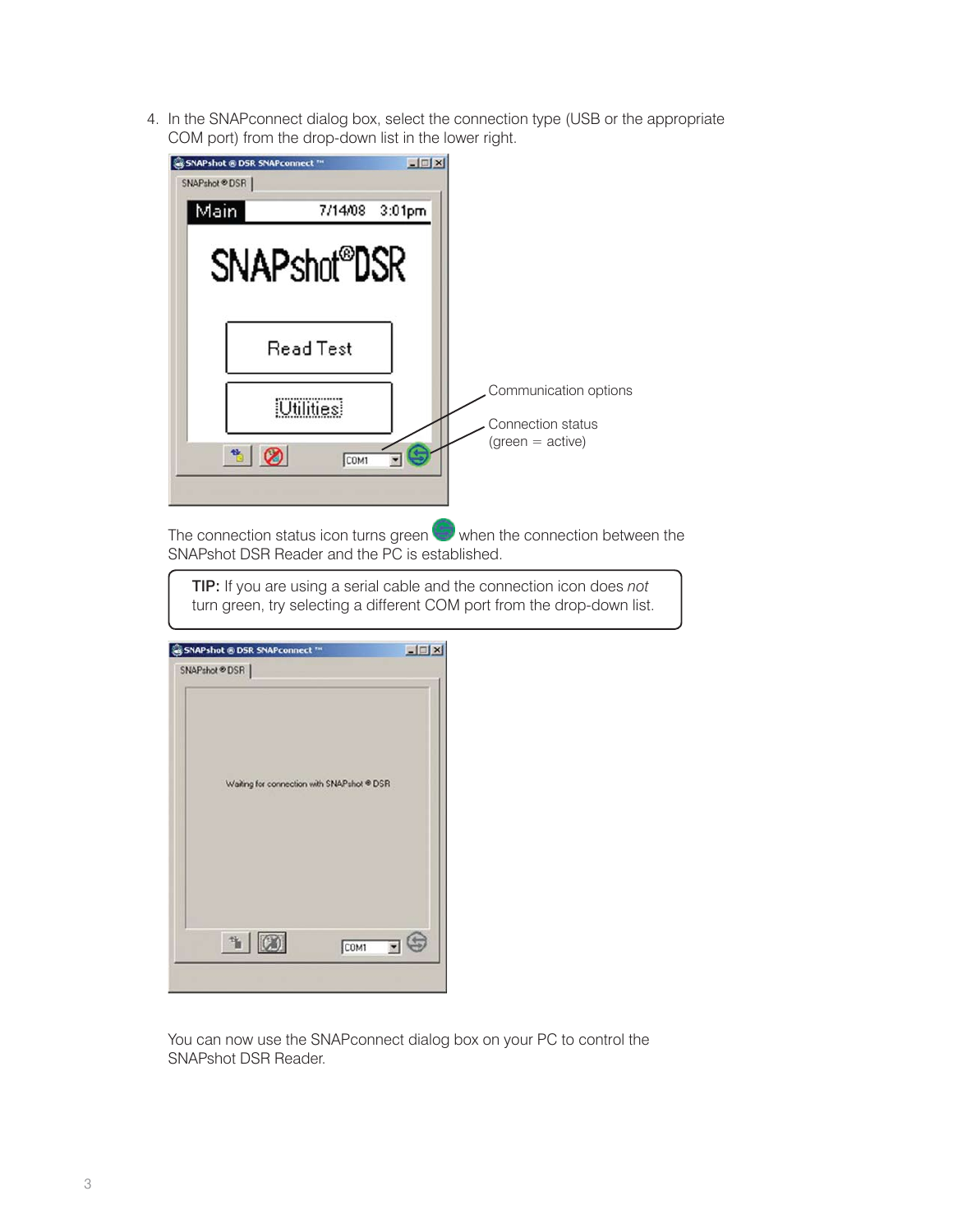4. In the SNAPconnect dialog box, select the connection type (USB or the appropriate COM port) from the drop-down list in the lower right.

Communication options

Connection status (green = active)

The connection status icon turns green when the connection between the SNAPshot DSR Reader and the PC is established.

> **TIP:** If you are using a serial cable and the connection icon does *not* turn green, try selecting a different COM port from the drop-down list.

You can now use the SNAPconnect dialog box on your PC to control the SNAPshot DSR Reader.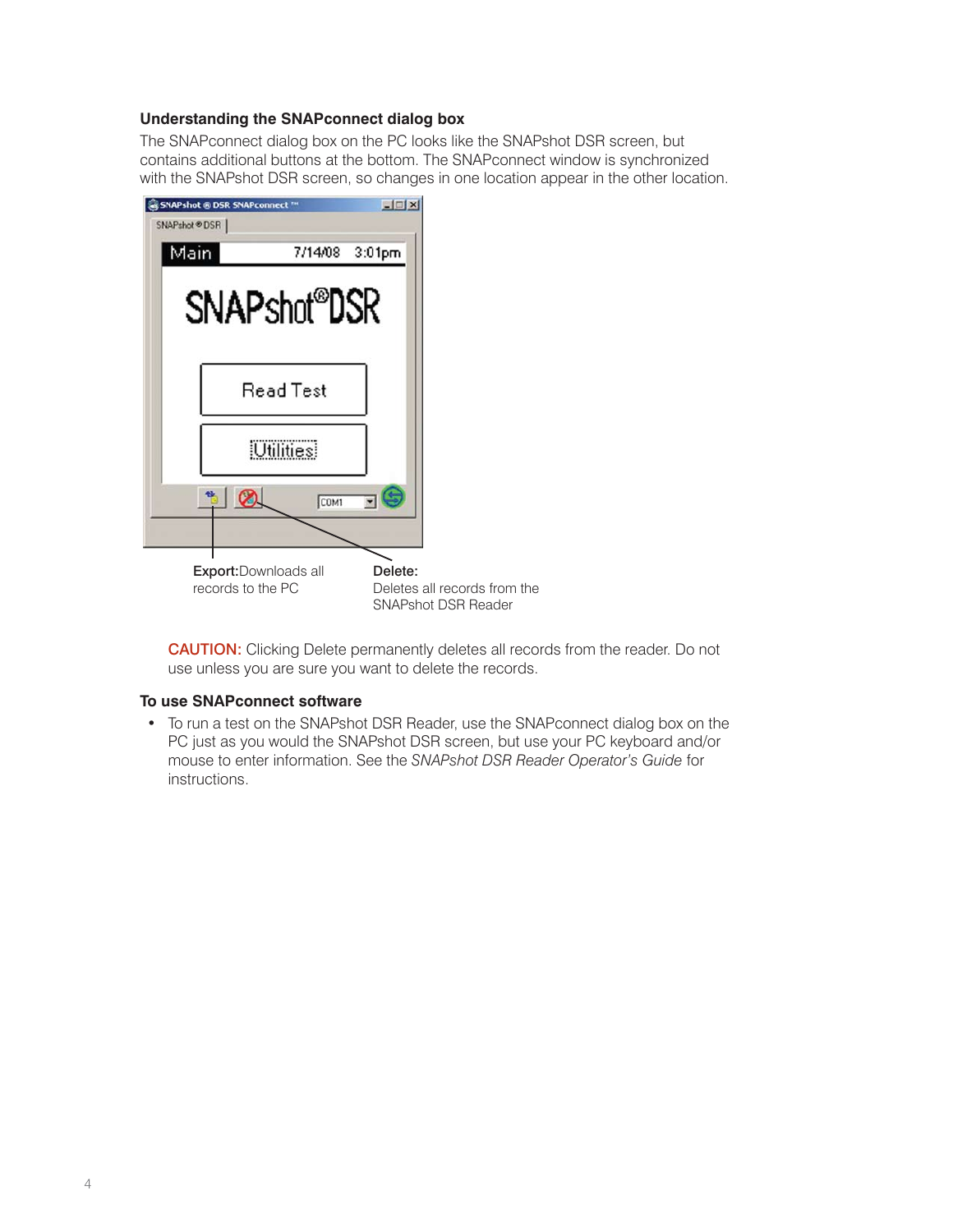### Understanding the SNAPconnect dialog box

The SNAPconnect dialog box on the PC looks like the SNAPshot DSR screen, but contains additional buttons at the bottom. The SNAPconnect window is synchronized with the SNAPshot DSR screen, so changes in one location appear in the other location.

**Export:** Downloads all records to the PC

**Delete:** Deletes all records from the SNAPshot DSR Reader

CAUTION: Clicking Delete permanently deletes all records from the reader. Do not use unless you are sure you want to delete the records.

### To use SNAPconnect software

- To run a test on the SNAPshot DSR Reader, use the SNAPconnect dialog box on the PC just as you would the SNAPshot DSR screen, but use your PC keyboard and/or mouse to enter information. See the *SNAPshot DSR Reader Operator's Guide* for instructions.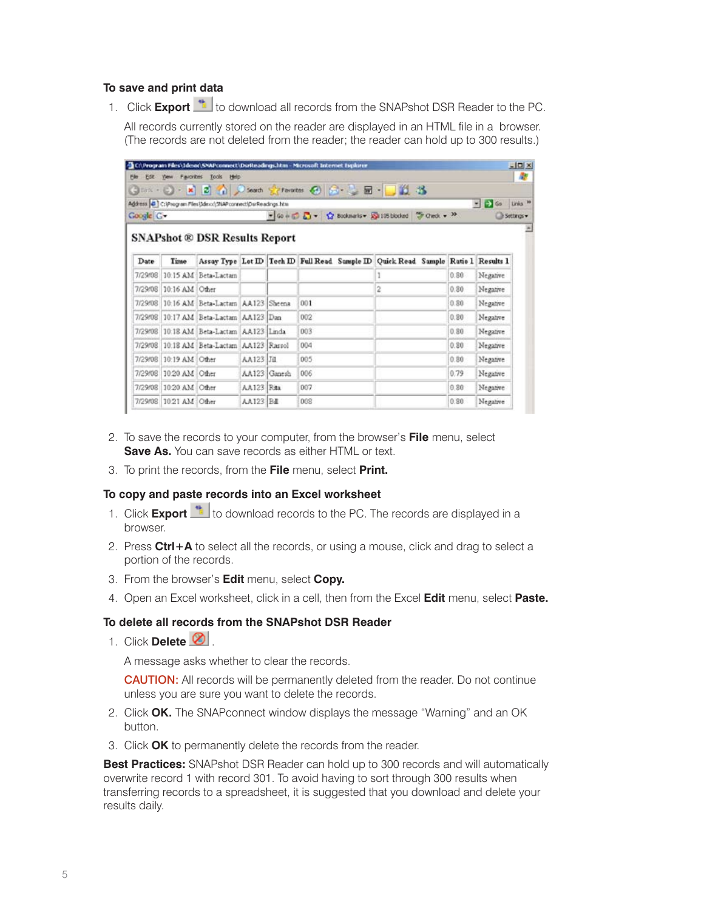### To save and print data

1. Click **Export** to download all records from the SNAPshot DSR Reader to the PC.

   All records currently stored on the reader are displayed in an HTML file in a browser. (The records are not deleted from the reader; the reader can hold up to 300 results.)

   **SNAPshot ® DSR Results Report**

   | Date | Time | Assay Type | Lot ID | Tech ID | Full Read Sample ID | Quick Read Sample | Ratio 1 | Results 1 |
   |---|---|---|---|---|---|---|---|---|
   | 7/29/08 | 10:15 AM | Beta-Lactam | | | | 1 | 0.80 | Negative |
   | 7/29/08 | 10:16 AM | Other | | | | 2 | 0.80 | Negative |
   | 7/29/08 | 10:16 AM | Beta-Lactam | AA123 | Sheena | 001 | | 0.80 | Negative |
   | 7/29/08 | 10:17 AM | Beta-Lactam | AA123 | Dan | 002 | | 0.80 | Negative |
   | 7/29/08 | 10:18 AM | Beta-Lactam | AA123 | Linda | 003 | | 0.80 | Negative |
   | 7/29/08 | 10:18 AM | Beta-Lactam | AA123 | Rasool | 004 | | 0.80 | Negative |
   | 7/29/08 | 10:19 AM | Other | AA123 | Jill | 005 | | 0.80 | Negative |
   | 7/29/08 | 10:20 AM | Other | AA123 | Ganesh | 006 | | 0.79 | Negative |
   | 7/29/08 | 10:20 AM | Other | AA123 | Rita | 007 | | 0.80 | Negative |
   | 7/29/08 | 10:21 AM | Other | AA123 | Bill | 008 | | 0.80 | Negative |

2. To save the records to your computer, from the browser's **File** menu, select **Save As.** You can save records as either HTML or text.
3. To print the records, from the **File** menu, select **Print.**

### To copy and paste records into an Excel worksheet

1. Click **Export** to download records to the PC. The records are displayed in a browser.
2. Press **Ctrl+A** to select all the records, or using a mouse, click and drag to select a portion of the records.
3. From the browser's **Edit** menu, select **Copy.**
4. Open an Excel worksheet, click in a cell, then from the Excel **Edit** menu, select **Paste.**

### To delete all records from the SNAPshot DSR Reader

1. Click **Delete** .

   A message asks whether to clear the records.

   CAUTION: All records will be permanently deleted from the reader. Do not continue unless you are sure you want to delete the records.

2. Click **OK.** The SNAPconnect window displays the message "Warning" and an OK button.
3. Click **OK** to permanently delete the records from the reader.

**Best Practices:** SNAPshot DSR Reader can hold up to 300 records and will automatically overwrite record 1 with record 301. To avoid having to sort through 300 results when transferring records to a spreadsheet, it is suggested that you download and delete your results daily.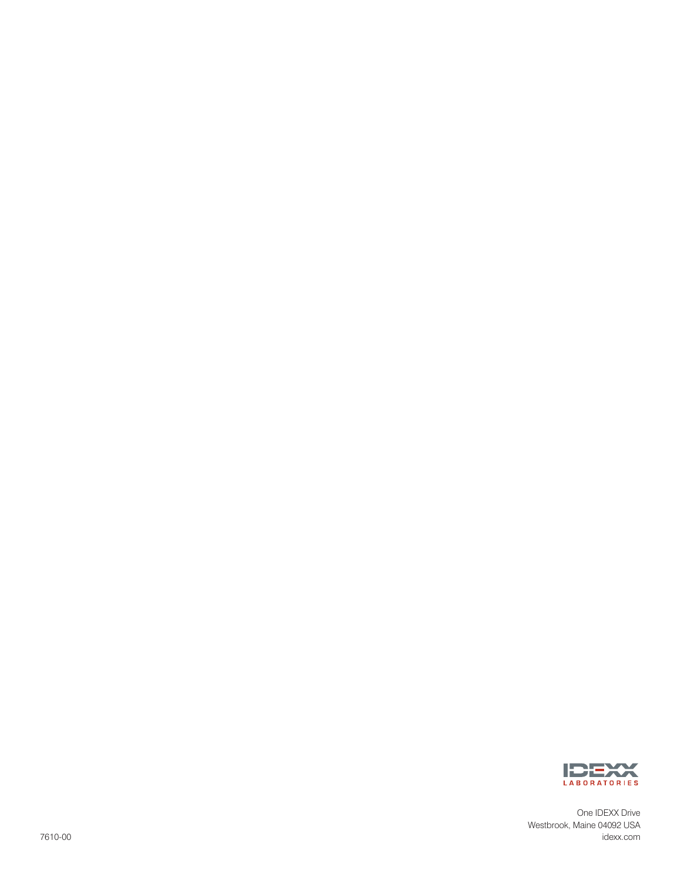IDEXX LABORATORIES

One IDEXX Drive
Westbrook, Maine 04092 USA
idexx.com

7610-00